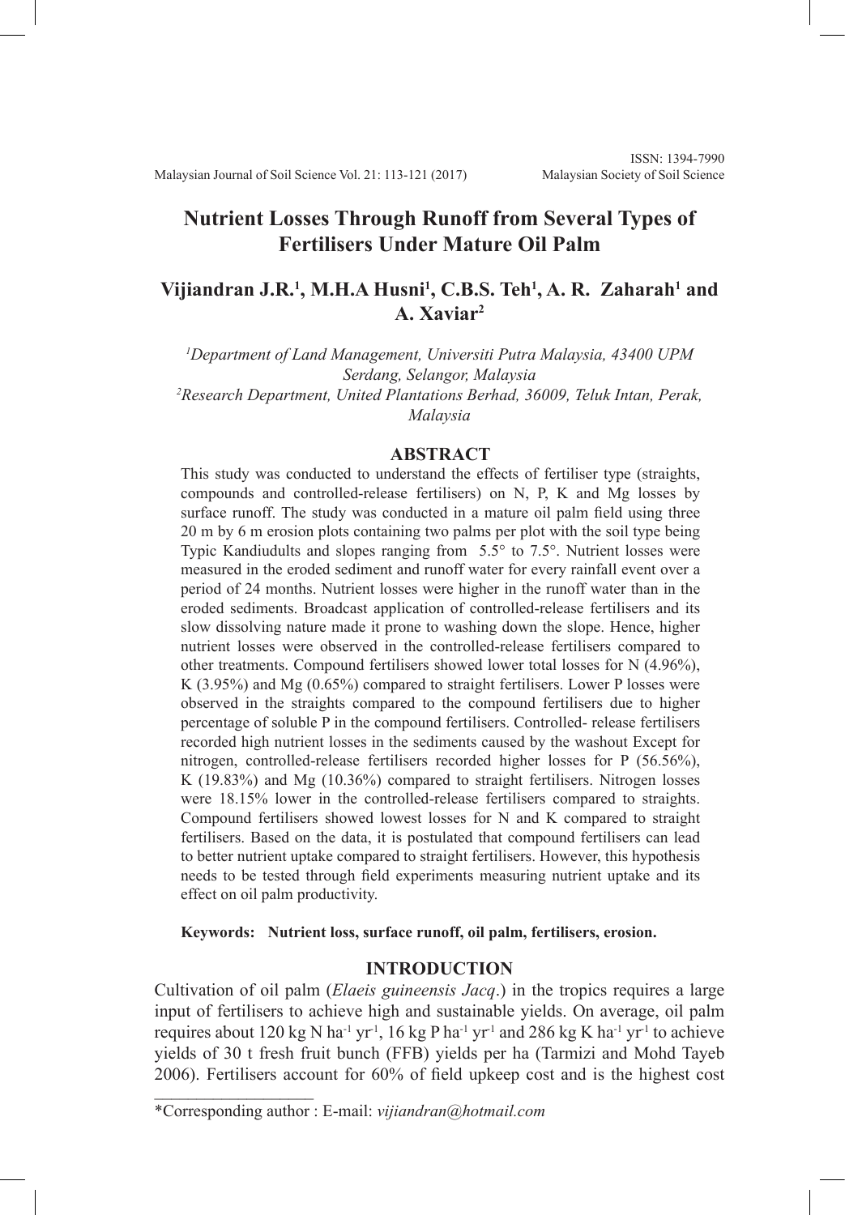# Nutrient Losses Through Runoff from Several Types of Fertilisers Under Mature Oil Palm

**Vijiandran J.R.[1], M.H.A Husni[1], C.B.S. Teh[1], A. R. Zaharah[1] and A. Xaviar[2]**

[1]*Department of Land Management, Universiti Putra Malaysia, 43400 UPM Serdang, Selangor, Malaysia*
[2]*Research Department, United Plantations Berhad, 36009, Teluk Intan, Perak, Malaysia*

## ABSTRACT

This study was conducted to understand the effects of fertiliser type (straights, compounds and controlled-release fertilisers) on N, P, K and Mg losses by surface runoff. The study was conducted in a mature oil palm field using three 20 m by 6 m erosion plots containing two palms per plot with the soil type being Typic Kandiudults and slopes ranging from 5.5° to 7.5°. Nutrient losses were measured in the eroded sediment and runoff water for every rainfall event over a period of 24 months. Nutrient losses were higher in the runoff water than in the eroded sediments. Broadcast application of controlled-release fertilisers and its slow dissolving nature made it prone to washing down the slope. Hence, higher nutrient losses were observed in the controlled-release fertilisers compared to other treatments. Compound fertilisers showed lower total losses for N (4.96%), K (3.95%) and Mg (0.65%) compared to straight fertilisers. Lower P losses were observed in the straights compared to the compound fertilisers due to higher percentage of soluble P in the compound fertilisers. Controlled- release fertilisers recorded high nutrient losses in the sediments caused by the washout Except for nitrogen, controlled-release fertilisers recorded higher losses for P (56.56%), K (19.83%) and Mg (10.36%) compared to straight fertilisers. Nitrogen losses were 18.15% lower in the controlled-release fertilisers compared to straights. Compound fertilisers showed lowest losses for N and K compared to straight fertilisers. Based on the data, it is postulated that compound fertilisers can lead to better nutrient uptake compared to straight fertilisers. However, this hypothesis needs to be tested through field experiments measuring nutrient uptake and its effect on oil palm productivity.

**Keywords: Nutrient loss, surface runoff, oil palm, fertilisers, erosion.**

## INTRODUCTION

Cultivation of oil palm (*Elaeis guineensis Jacq*.) in the tropics requires a large input of fertilisers to achieve high and sustainable yields. On average, oil palm requires about 120 kg N $ha^{-1}$ $yr^{-1}$, 16 kg P $ha^{-1}$ $yr^{-1}$ and 286 kg K $ha^{-1}$ $yr^{-1}$ to achieve yields of 30 t fresh fruit bunch (FFB) yields per ha (Tarmizi and Mohd Tayeb 2006). Fertilisers account for 60% of field upkeep cost and is the highest cost

\*Corresponding author : E-mail: *vijiandran@hotmail.com*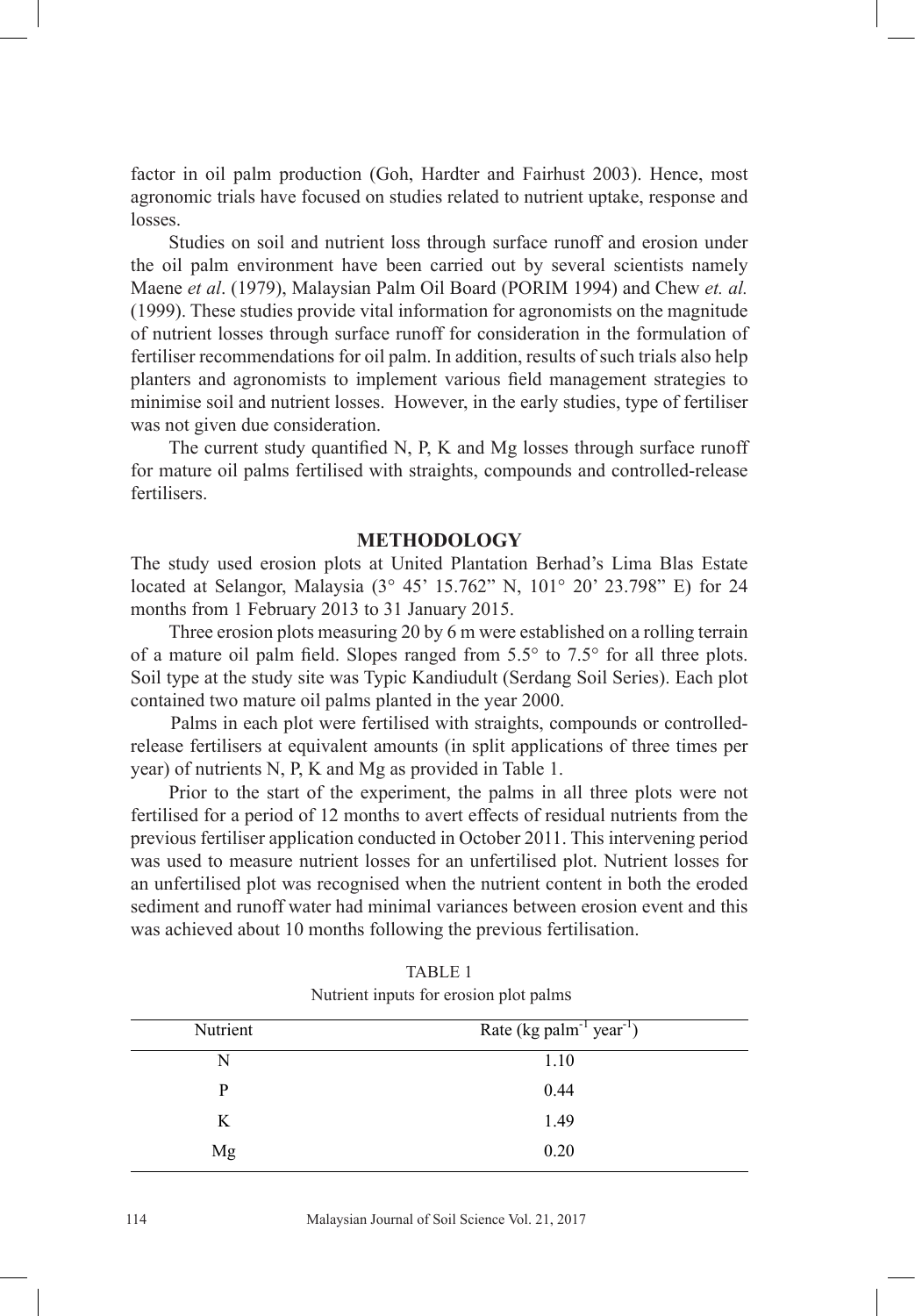factor in oil palm production (Goh, Hardter and Fairhust 2003). Hence, most agronomic trials have focused on studies related to nutrient uptake, response and losses.

Studies on soil and nutrient loss through surface runoff and erosion under the oil palm environment have been carried out by several scientists namely Maene *et al*. (1979), Malaysian Palm Oil Board (PORIM 1994) and Chew *et. al.* (1999). These studies provide vital information for agronomists on the magnitude of nutrient losses through surface runoff for consideration in the formulation of fertiliser recommendations for oil palm. In addition, results of such trials also help planters and agronomists to implement various field management strategies to minimise soil and nutrient losses. However, in the early studies, type of fertiliser was not given due consideration.

The current study quantified N, P, K and Mg losses through surface runoff for mature oil palms fertilised with straights, compounds and controlled-release fertilisers.

## METHODOLOGY

The study used erosion plots at United Plantation Berhad's Lima Blas Estate located at Selangor, Malaysia (3° 45' 15.762" N, 101° 20' 23.798" E) for 24 months from 1 February 2013 to 31 January 2015.

Three erosion plots measuring 20 by 6 m were established on a rolling terrain of a mature oil palm field. Slopes ranged from 5.5° to 7.5° for all three plots. Soil type at the study site was Typic Kandiudult (Serdang Soil Series). Each plot contained two mature oil palms planted in the year 2000.

Palms in each plot were fertilised with straights, compounds or controlled-release fertilisers at equivalent amounts (in split applications of three times per year) of nutrients N, P, K and Mg as provided in Table 1.

Prior to the start of the experiment, the palms in all three plots were not fertilised for a period of 12 months to avert effects of residual nutrients from the previous fertiliser application conducted in October 2011. This intervening period was used to measure nutrient losses for an unfertilised plot. Nutrient losses for an unfertilised plot was recognised when the nutrient content in both the eroded sediment and runoff water had minimal variances between erosion event and this was achieved about 10 months following the previous fertilisation.

TABLE 1

Nutrient inputs for erosion plot palms

| Nutrient | Rate (kg $palm^{-1}$ $year^{-1}$) |
|---|---|
| N | 1.10 |
| P | 0.44 |
| K | 1.49 |
| Mg | 0.20 |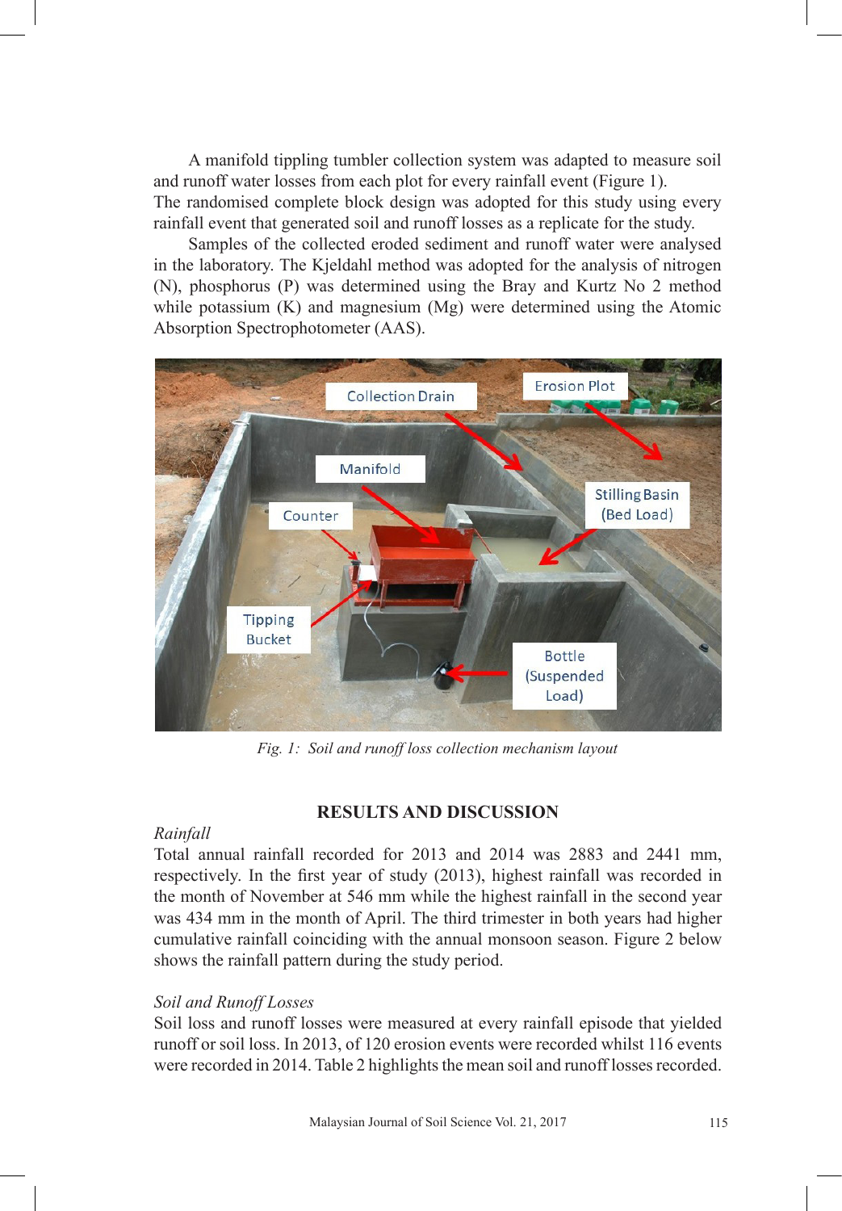A manifold tippling tumbler collection system was adapted to measure soil and runoff water losses from each plot for every rainfall event (Figure 1). The randomised complete block design was adopted for this study using every rainfall event that generated soil and runoff losses as a replicate for the study.

Samples of the collected eroded sediment and runoff water were analysed in the laboratory. The Kjeldahl method was adopted for the analysis of nitrogen (N), phosphorus (P) was determined using the Bray and Kurtz No 2 method while potassium (K) and magnesium (Mg) were determined using the Atomic Absorption Spectrophotometer (AAS).

*Fig. 1: Soil and runoff loss collection mechanism layout*

## RESULTS AND DISCUSSION

*Rainfall*

Total annual rainfall recorded for 2013 and 2014 was 2883 and 2441 mm, respectively. In the first year of study (2013), highest rainfall was recorded in the month of November at 546 mm while the highest rainfall in the second year was 434 mm in the month of April. The third trimester in both years had higher cumulative rainfall coinciding with the annual monsoon season. Figure 2 below shows the rainfall pattern during the study period.

*Soil and Runoff Losses*

Soil loss and runoff losses were measured at every rainfall episode that yielded runoff or soil loss. In 2013, of 120 erosion events were recorded whilst 116 events were recorded in 2014. Table 2 highlights the mean soil and runoff losses recorded.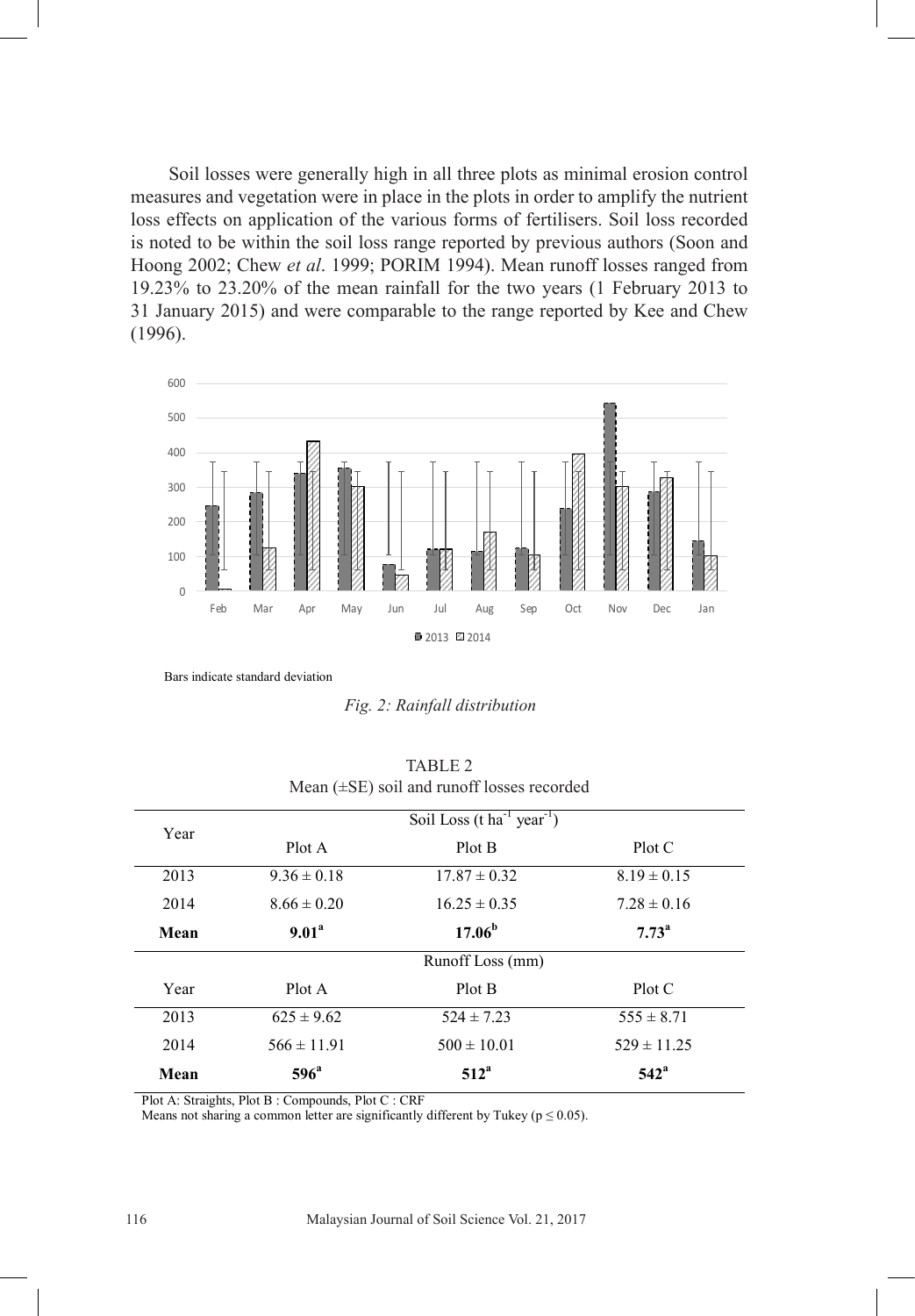Soil losses were generally high in all three plots as minimal erosion control measures and vegetation were in place in the plots in order to amplify the nutrient loss effects on application of the various forms of fertilisers. Soil loss recorded is noted to be within the soil loss range reported by previous authors (Soon and Hoong 2002; Chew *et al*. 1999; PORIM 1994). Mean runoff losses ranged from 19.23% to 23.20% of the mean rainfall for the two years (1 February 2013 to 31 January 2015) and were comparable to the range reported by Kee and Chew (1996).

Bars indicate standard deviation

*Fig. 2: Rainfall distribution*

TABLE 2
Mean (±SE) soil and runoff losses recorded

| Year | Soil Loss (t $ha^{-1}$ $year^{-1}$) | | |
|---|---|---|---|
| | Plot A | Plot B | Plot C |
| 2013 | 9.36 ± 0.18 | 17.87 ± 0.32 | 8.19 ± 0.15 |
| 2014 | 8.66 ± 0.20 | 16.25 ± 0.35 | 7.28 ± 0.16 |
| **Mean** | **9.01$^a$** | **17.06$^b$** | **7.73$^a$** |
| | Runoff Loss (mm) | | |
| Year | Plot A | Plot B | Plot C |
| 2013 | 625 ± 9.62 | 524 ± 7.23 | 555 ± 8.71 |
| 2014 | 566 ± 11.91 | 500 ± 10.01 | 529 ± 11.25 |
| **Mean** | **596$^a$** | **512$^a$** | **542$^a$** |

Plot A: Straights, Plot B : Compounds, Plot C : CRF
Means not sharing a common letter are significantly different by Tukey ($p \leq 0.05$).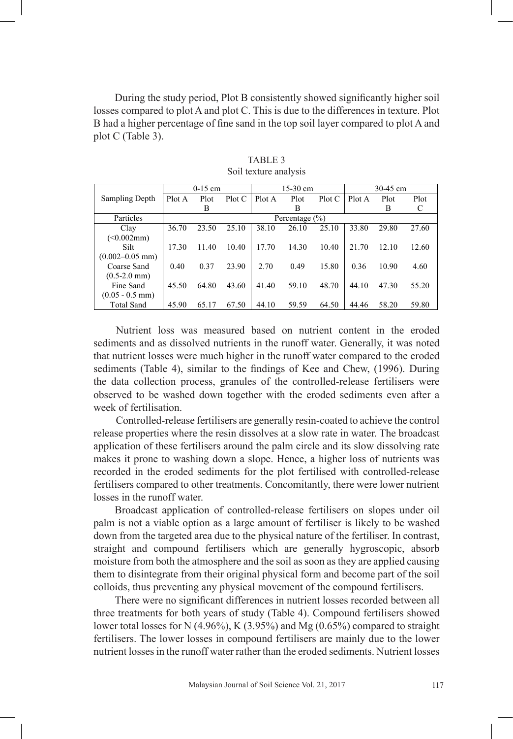During the study period, Plot B consistently showed significantly higher soil losses compared to plot A and plot C. This is due to the differences in texture. Plot B had a higher percentage of fine sand in the top soil layer compared to plot A and plot C (Table 3).

TABLE 3
Soil texture analysis

| Sampling Depth | 0-15 cm | | | 15-30 cm | | | 30-45 cm | | |
|---|---|---|---|---|---|---|---|---|---|
| | Plot A | Plot B | Plot C | Plot A | Plot B | Plot C | Plot A | Plot B | Plot C |
| Particles | Percentage (%) | | | | | | | | |
| Clay (<0.002mm) | 36.70 | 23.50 | 25.10 | 38.10 | 26.10 | 25.10 | 33.80 | 29.80 | 27.60 |
| Silt (0.002–0.05 mm) | 17.30 | 11.40 | 10.40 | 17.70 | 14.30 | 10.40 | 21.70 | 12.10 | 12.60 |
| Coarse Sand (0.5-2.0 mm) | 0.40 | 0.37 | 23.90 | 2.70 | 0.49 | 15.80 | 0.36 | 10.90 | 4.60 |
| Fine Sand (0.05 - 0.5 mm) | 45.50 | 64.80 | 43.60 | 41.40 | 59.10 | 48.70 | 44.10 | 47.30 | 55.20 |
| Total Sand | 45.90 | 65.17 | 67.50 | 44.10 | 59.59 | 64.50 | 44.46 | 58.20 | 59.80 |

Nutrient loss was measured based on nutrient content in the eroded sediments and as dissolved nutrients in the runoff water. Generally, it was noted that nutrient losses were much higher in the runoff water compared to the eroded sediments (Table 4), similar to the findings of Kee and Chew, (1996). During the data collection process, granules of the controlled-release fertilisers were observed to be washed down together with the eroded sediments even after a week of fertilisation.

Controlled-release fertilisers are generally resin-coated to achieve the control release properties where the resin dissolves at a slow rate in water. The broadcast application of these fertilisers around the palm circle and its slow dissolving rate makes it prone to washing down a slope. Hence, a higher loss of nutrients was recorded in the eroded sediments for the plot fertilised with controlled-release fertilisers compared to other treatments. Concomitantly, there were lower nutrient losses in the runoff water.

Broadcast application of controlled-release fertilisers on slopes under oil palm is not a viable option as a large amount of fertiliser is likely to be washed down from the targeted area due to the physical nature of the fertiliser. In contrast, straight and compound fertilisers which are generally hygroscopic, absorb moisture from both the atmosphere and the soil as soon as they are applied causing them to disintegrate from their original physical form and become part of the soil colloids, thus preventing any physical movement of the compound fertilisers.

There were no significant differences in nutrient losses recorded between all three treatments for both years of study (Table 4). Compound fertilisers showed lower total losses for N (4.96%), K (3.95%) and Mg (0.65%) compared to straight fertilisers. The lower losses in compound fertilisers are mainly due to the lower nutrient losses in the runoff water rather than the eroded sediments. Nutrient losses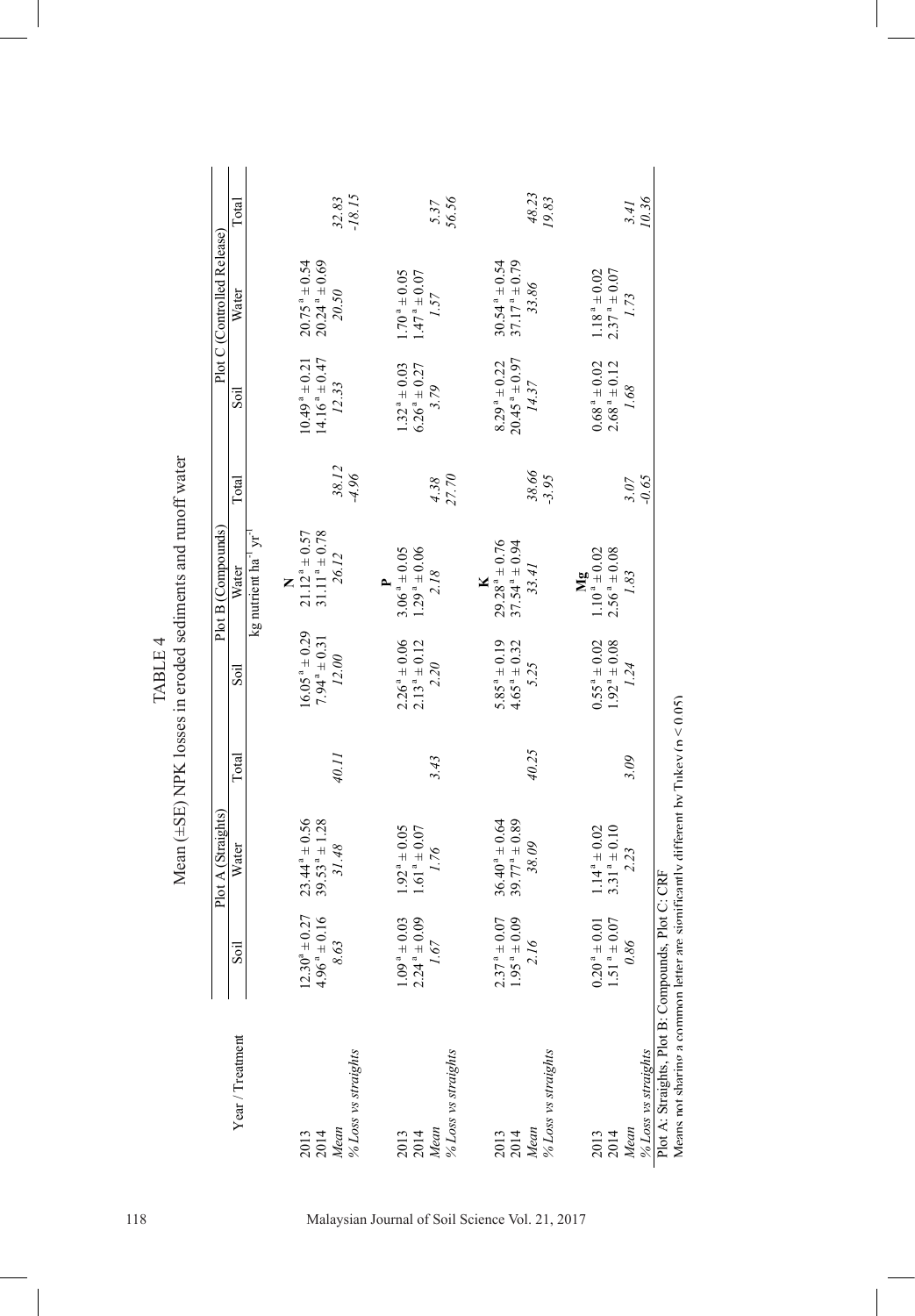TABLE 4

Mean (±SE) NPK losses in eroded sediments and runoff water

| Year / Treatment | Plot A (Straights) | | | Plot B (Compounds) | | | Plot C (Controlled Release) | | |
|---|---|---|---|---|---|---|---|---|---|
| | Soil | Water | Total | Soil | Water | Total | Soil | Water | Total |
| | | | | kg nutrient ha$^{-1}$ yr$^{-1}$ | | | | | |
| | | | | | **N** | | | | |
| 2013 | 12.30$^{a}$ ± 0.27 | 23.44$^{a}$ ± 0.56 | | 16.05$^{a}$ ± 0.29 | 21.12$^{a}$ ± 0.57 | | 10.49$^{a}$ ± 0.21 | 20.75$^{a}$ ± 0.54 | |
| 2014 | 4.96$^{a}$ ± 0.16 | 39.53$^{a}$ ± 1.28 | | 7.94$^{a}$ ± 0.31 | 31.11$^{a}$ ± 0.78 | | 14.16$^{a}$ ± 0.47 | 20.24$^{a}$ ± 0.69 | |
| *Mean* | *8.63* | *31.48* | *40.11* | *12.00* | *26.12* | *38.12* | *12.33* | *20.50* | *32.83* |
| *% Loss vs straights* | | | | | | *-4.96* | | | *-18.15* |
| | | | | | **P** | | | | |
| 2013 | 1.09$^{a}$ ± 0.03 | 1.92$^{a}$ ± 0.05 | | 2.26$^{a}$ ± 0.06 | 3.06$^{a}$ ± 0.05 | | 1.32$^{a}$ ± 0.03 | 1.70$^{a}$ ± 0.05 | |
| 2014 | 2.24$^{a}$ ± 0.09 | 1.61$^{a}$ ± 0.07 | | 2.13$^{a}$ ± 0.12 | 1.29$^{a}$ ± 0.06 | | 6.26$^{a}$ ± 0.27 | 1.47$^{a}$ ± 0.07 | |
| *Mean* | *1.67* | *1.76* | *3.43* | *2.20* | *2.18* | *4.38* | *3.79* | *1.57* | *5.37* |
| *% Loss vs straights* | | | | | | *27.70* | | | *56.56* |
| | | | | | **K** | | | | |
| 2013 | 2.37$^{a}$ ± 0.07 | 36.40$^{a}$ ± 0.64 | | 5.85$^{a}$ ± 0.19 | 29.28$^{a}$ ± 0.76 | | 8.29$^{a}$ ± 0.22 | 30.54$^{a}$ ± 0.54 | |
| 2014 | 1.95$^{a}$ ± 0.09 | 39.77$^{a}$ ± 0.89 | | 4.65$^{a}$ ± 0.32 | 37.54$^{a}$ ± 0.94 | | 20.45$^{a}$ ± 0.97 | 37.17$^{a}$ ± 0.79 | |
| *Mean* | *2.16* | *38.09* | *40.25* | *5.25* | *33.41* | *38.66* | *14.37* | *33.86* | *48.23* |
| *% Loss vs straights* | | | | | | *-3.95* | | | *19.83* |
| | | | | | **Mg** | | | | |
| 2013 | 0.20$^{a}$ ± 0.01 | 1.14$^{a}$ ± 0.02 | | 0.55$^{a}$ ± 0.02 | 1.10$^{a}$ ± 0.02 | | 0.68$^{a}$ ± 0.02 | 1.18$^{a}$ ± 0.02 | |
| 2014 | 1.51$^{a}$ ± 0.07 | 3.31$^{a}$ ± 0.10 | | 1.92$^{a}$ ± 0.08 | 2.56$^{a}$ ± 0.08 | | 2.68$^{a}$ ± 0.12 | 2.37$^{a}$ ± 0.07 | |
| *Mean* | *0.86* | *2.23* | *3.09* | *1.24* | *1.83* | *3.07* | *1.68* | *1.73* | *3.41* |
| *% Loss vs straights* | | | | | | *-0.65* | | | *10.36* |

Plot A: Straights, Plot B: Compounds, Plot C: CRF

Means not sharing a common letter are significantly different by Tukey ($p < 0.05$)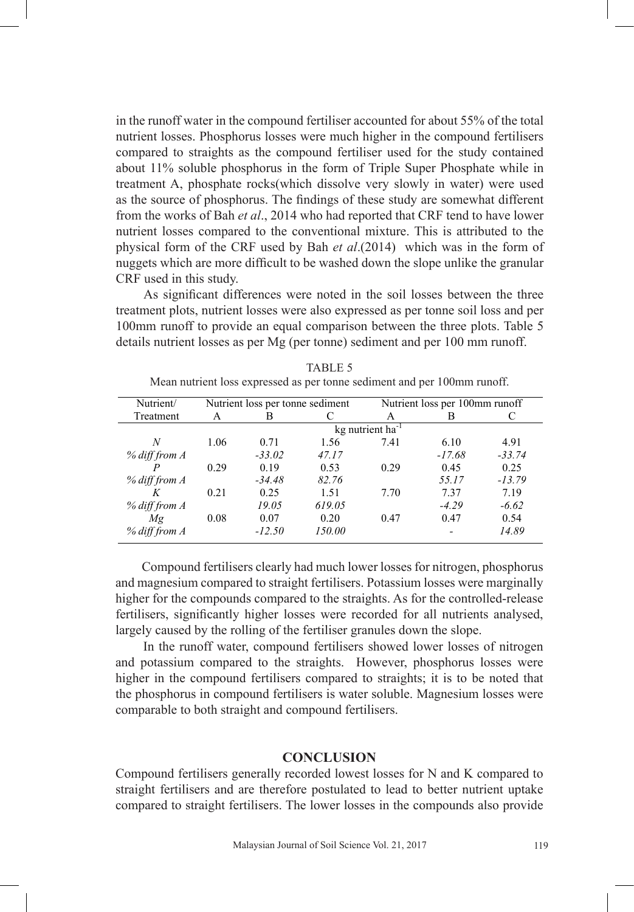in the runoff water in the compound fertiliser accounted for about 55% of the total nutrient losses. Phosphorus losses were much higher in the compound fertilisers compared to straights as the compound fertiliser used for the study contained about 11% soluble phosphorus in the form of Triple Super Phosphate while in treatment A, phosphate rocks(which dissolve very slowly in water) were used as the source of phosphorus. The findings of these study are somewhat different from the works of Bah *et al*., 2014 who had reported that CRF tend to have lower nutrient losses compared to the conventional mixture. This is attributed to the physical form of the CRF used by Bah *et al*.(2014) which was in the form of nuggets which are more difficult to be washed down the slope unlike the granular CRF used in this study.

As significant differences were noted in the soil losses between the three treatment plots, nutrient losses were also expressed as per tonne soil loss and per 100mm runoff to provide an equal comparison between the three plots. Table 5 details nutrient losses as per Mg (per tonne) sediment and per 100 mm runoff.

TABLE 5
Mean nutrient loss expressed as per tonne sediment and per 100mm runoff.

| Nutrient/ Treatment | Nutrient loss per tonne sediment | | | Nutrient loss per 100mm runoff | | |
|---|---|---|---|---|---|---|
| | A | B | C | A | B | C |
| | kg nutrient $ha^{-1}$ | | | | | |
| *N* | 1.06 | 0.71 | 1.56 | 7.41 | 6.10 | 4.91 |
| *% diff from A* | | *-33.02* | *47.17* | | *-17.68* | *-33.74* |
| *P* | 0.29 | 0.19 | 0.53 | 0.29 | 0.45 | 0.25 |
| *% diff from A* | | *-34.48* | *82.76* | | *55.17* | *-13.79* |
| *K* | 0.21 | 0.25 | 1.51 | 7.70 | 7.37 | 7.19 |
| *% diff from A* | | *19.05* | *619.05* | | *-4.29* | *-6.62* |
| *Mg* | 0.08 | 0.07 | 0.20 | 0.47 | 0.47 | 0.54 |
| *% diff from A* | | *-12.50* | *150.00* | | - | *14.89* |

Compound fertilisers clearly had much lower losses for nitrogen, phosphorus and magnesium compared to straight fertilisers. Potassium losses were marginally higher for the compounds compared to the straights. As for the controlled-release fertilisers, significantly higher losses were recorded for all nutrients analysed, largely caused by the rolling of the fertiliser granules down the slope.

In the runoff water, compound fertilisers showed lower losses of nitrogen and potassium compared to the straights. However, phosphorus losses were higher in the compound fertilisers compared to straights; it is to be noted that the phosphorus in compound fertilisers is water soluble. Magnesium losses were comparable to both straight and compound fertilisers.

## CONCLUSION

Compound fertilisers generally recorded lowest losses for N and K compared to straight fertilisers and are therefore postulated to lead to better nutrient uptake compared to straight fertilisers. The lower losses in the compounds also provide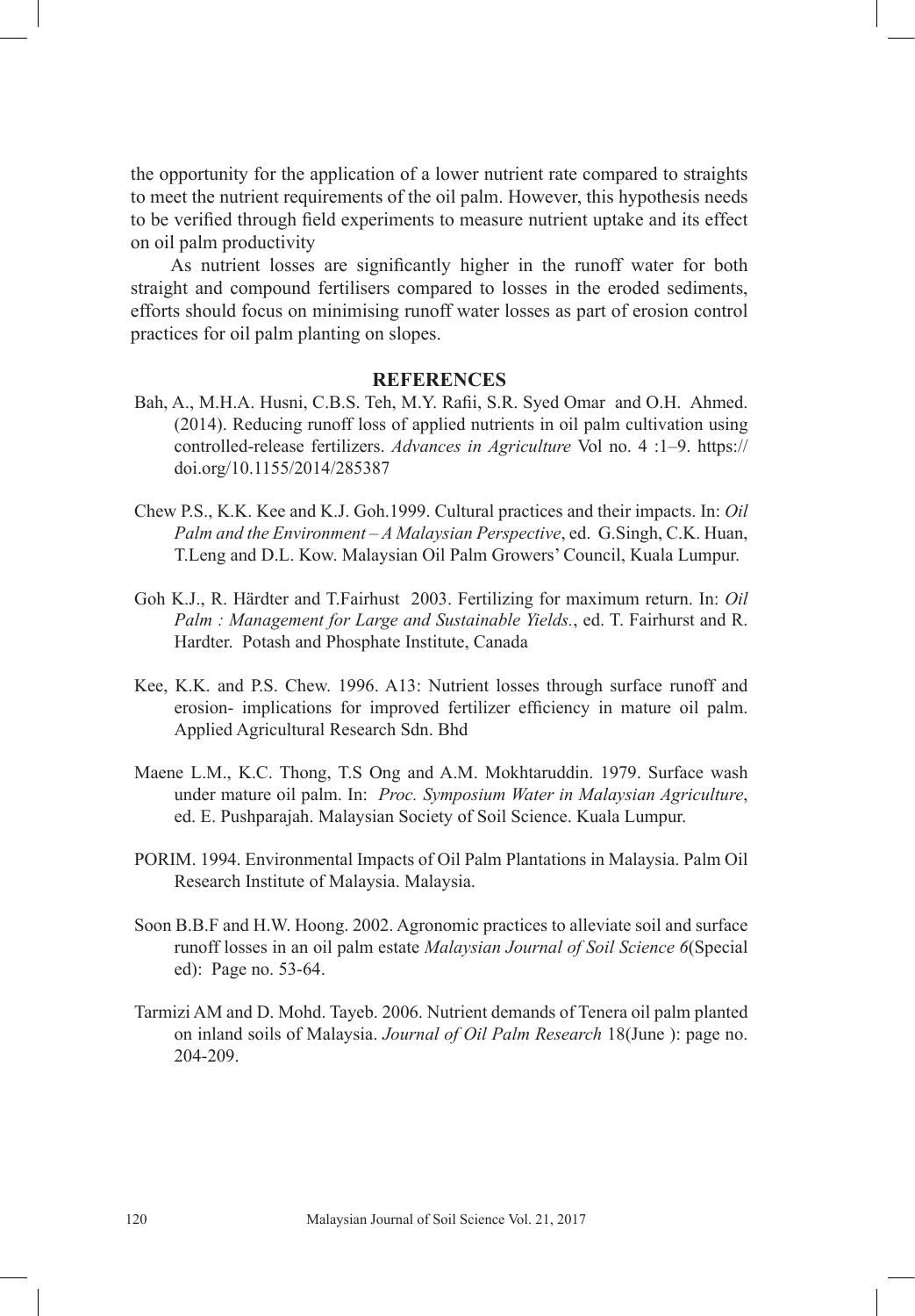the opportunity for the application of a lower nutrient rate compared to straights to meet the nutrient requirements of the oil palm. However, this hypothesis needs to be verified through field experiments to measure nutrient uptake and its effect on oil palm productivity

As nutrient losses are significantly higher in the runoff water for both straight and compound fertilisers compared to losses in the eroded sediments, efforts should focus on minimising runoff water losses as part of erosion control practices for oil palm planting on slopes.

## REFERENCES

Bah, A., M.H.A. Husni, C.B.S. Teh, M.Y. Rafii, S.R. Syed Omar and O.H. Ahmed. (2014). Reducing runoff loss of applied nutrients in oil palm cultivation using controlled-release fertilizers. *Advances in Agriculture* Vol no. 4 :1–9. https://doi.org/10.1155/2014/285387

Chew P.S., K.K. Kee and K.J. Goh.1999. Cultural practices and their impacts. In: *Oil Palm and the Environment – A Malaysian Perspective*, ed. G.Singh, C.K. Huan, T.Leng and D.L. Kow. Malaysian Oil Palm Growers' Council, Kuala Lumpur.

Goh K.J., R. Härdter and T.Fairhust 2003. Fertilizing for maximum return. In: *Oil Palm : Management for Large and Sustainable Yields.*, ed. T. Fairhurst and R. Hardter. Potash and Phosphate Institute, Canada

Kee, K.K. and P.S. Chew. 1996. A13: Nutrient losses through surface runoff and erosion- implications for improved fertilizer efficiency in mature oil palm. Applied Agricultural Research Sdn. Bhd

Maene L.M., K.C. Thong, T.S Ong and A.M. Mokhtaruddin. 1979. Surface wash under mature oil palm. In: *Proc. Symposium Water in Malaysian Agriculture*, ed. E. Pushparajah. Malaysian Society of Soil Science. Kuala Lumpur.

PORIM. 1994. Environmental Impacts of Oil Palm Plantations in Malaysia. Palm Oil Research Institute of Malaysia. Malaysia.

Soon B.B.F and H.W. Hoong. 2002. Agronomic practices to alleviate soil and surface runoff losses in an oil palm estate *Malaysian Journal of Soil Science 6*(Special ed): Page no. 53-64.

Tarmizi AM and D. Mohd. Tayeb. 2006. Nutrient demands of Tenera oil palm planted on inland soils of Malaysia. *Journal of Oil Palm Research* 18(June ): page no. 204-209.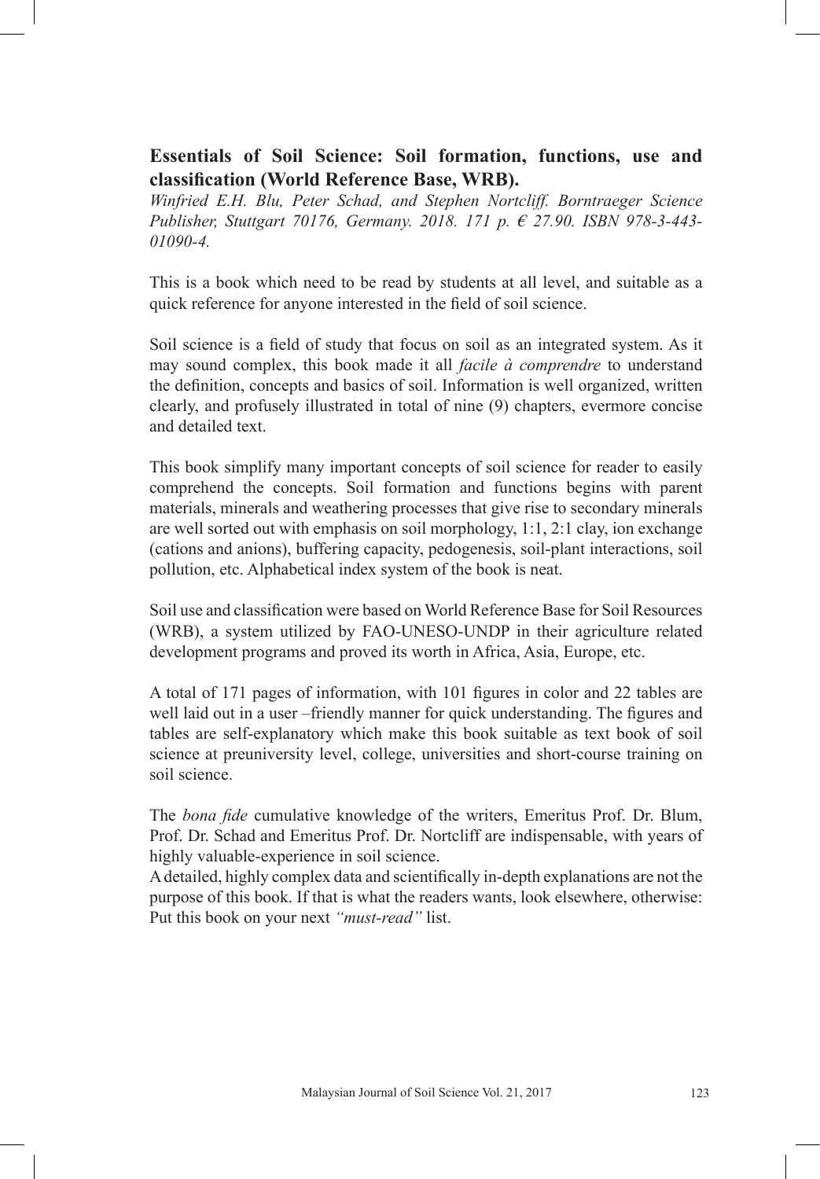## Essentials of Soil Science: Soil formation, functions, use and classification (World Reference Base, WRB).

*Winfried E.H. Blu, Peter Schad, and Stephen Nortcliff. Borntraeger Science Publisher, Stuttgart 70176, Germany. 2018. 171 p. € 27.90. ISBN 978-3-443-01090-4.*

This is a book which need to be read by students at all level, and suitable as a quick reference for anyone interested in the field of soil science.

Soil science is a field of study that focus on soil as an integrated system. As it may sound complex, this book made it all *facile à comprendre* to understand the definition, concepts and basics of soil. Information is well organized, written clearly, and profusely illustrated in total of nine (9) chapters, evermore concise and detailed text.

This book simplify many important concepts of soil science for reader to easily comprehend the concepts. Soil formation and functions begins with parent materials, minerals and weathering processes that give rise to secondary minerals are well sorted out with emphasis on soil morphology, 1:1, 2:1 clay, ion exchange (cations and anions), buffering capacity, pedogenesis, soil-plant interactions, soil pollution, etc. Alphabetical index system of the book is neat.

Soil use and classification were based on World Reference Base for Soil Resources (WRB), a system utilized by FAO-UNESO-UNDP in their agriculture related development programs and proved its worth in Africa, Asia, Europe, etc.

A total of 171 pages of information, with 101 figures in color and 22 tables are well laid out in a user –friendly manner for quick understanding. The figures and tables are self-explanatory which make this book suitable as text book of soil science at preuniversity level, college, universities and short-course training on soil science.

The *bona fide* cumulative knowledge of the writers, Emeritus Prof. Dr. Blum, Prof. Dr. Schad and Emeritus Prof. Dr. Nortcliff are indispensable, with years of highly valuable-experience in soil science.
A detailed, highly complex data and scientifically in-depth explanations are not the purpose of this book. If that is what the readers wants, look elsewhere, otherwise: Put this book on your next *"must-read"* list.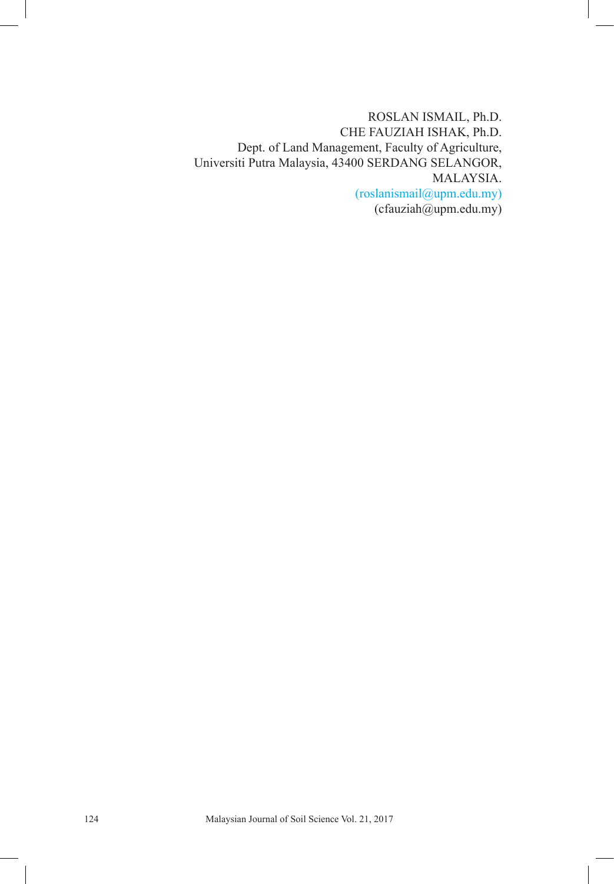ROSLAN ISMAIL, Ph.D.
CHE FAUZIAH ISHAK, Ph.D.
Dept. of Land Management, Faculty of Agriculture,
Universiti Putra Malaysia, 43400 SERDANG SELANGOR,
MALAYSIA.
(roslanismail@upm.edu.my)
(cfauziah@upm.edu.my)